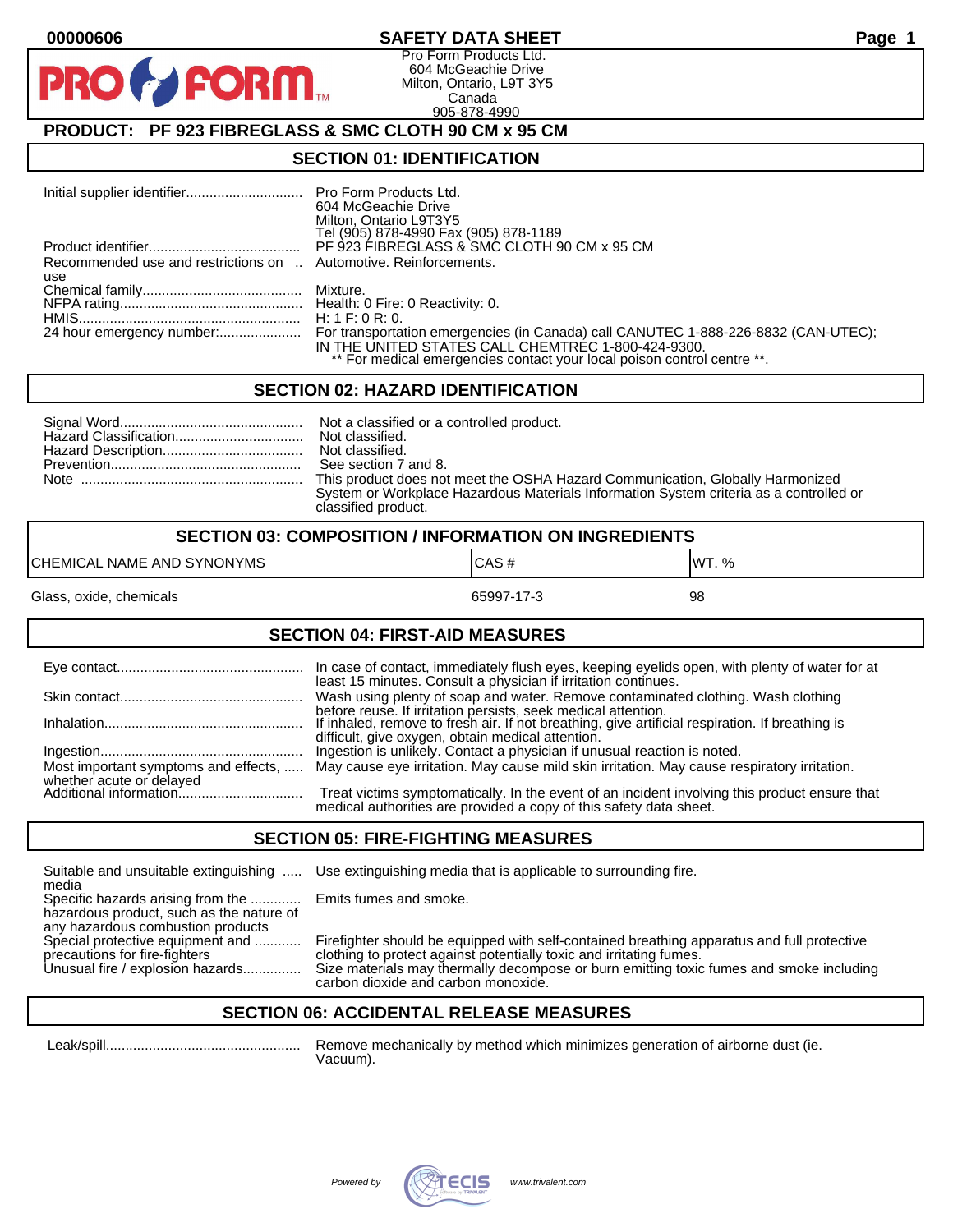00000606

# SAFETY DATA SHEET

PRO FORM

Pro Form Products Ltd.
604 McGeachie Drive
Milton, Ontario, L9T 3Y5
Canada
905-878-4990

## PRODUCT: PF 923 FIBREGLASS & SMC CLOTH 90 CM x 95 CM

## SECTION 01: IDENTIFICATION

| | |
|---|---|
| Initial supplier identifier | Pro Form Products Ltd.<br>604 McGeachie Drive<br>Milton, Ontario L9T3Y5<br>Tel (905) 878-4990 Fax (905) 878-1189 |
| Product identifier | PF 923 FIBREGLASS & SMC CLOTH 90 CM x 95 CM |
| Recommended use and restrictions on use | Automotive. Reinforcements. |
| Chemical family | Mixture. |
| NFPA rating | Health: 0 Fire: 0 Reactivity: 0. |
| HMIS | H: 1 F: 0 R: 0. |
| 24 hour emergency number: | For transportation emergencies (in Canada) call CANUTEC 1-888-226-8832 (CAN-UTEC); IN THE UNITED STATES CALL CHEMTREC 1-800-424-9300.<br>** For medical emergencies contact your local poison control centre **. |

## SECTION 02: HAZARD IDENTIFICATION

| | |
|---|---|
| Signal Word | Not a classified or a controlled product. |
| Hazard Classification | Not classified. |
| Hazard Description | Not classified. |
| Prevention | See section 7 and 8. |
| Note | This product does not meet the OSHA Hazard Communication, Globally Harmonized System or Workplace Hazardous Materials Information System criteria as a controlled or classified product. |

## SECTION 03: COMPOSITION / INFORMATION ON INGREDIENTS

| CHEMICAL NAME AND SYNONYMS | CAS # | WT. % |
|---|---|---|
| Glass, oxide, chemicals | 65997-17-3 | 98 |

## SECTION 04: FIRST-AID MEASURES

| | |
|---|---|
| Eye contact | In case of contact, immediately flush eyes, keeping eyelids open, with plenty of water for at least 15 minutes. Consult a physician if irritation continues. |
| Skin contact | Wash using plenty of soap and water. Remove contaminated clothing. Wash clothing before reuse. If irritation persists, seek medical attention. |
| Inhalation | If inhaled, remove to fresh air. If not breathing, give artificial respiration. If breathing is difficult, give oxygen, obtain medical attention. |
| Ingestion | Ingestion is unlikely. Contact a physician if unusual reaction is noted. |
| Most important symptoms and effects, whether acute or delayed | May cause eye irritation. May cause mild skin irritation. May cause respiratory irritation. |
| Additional information | Treat victims symptomatically. In the event of an incident involving this product ensure that medical authorities are provided a copy of this safety data sheet. |

## SECTION 05: FIRE-FIGHTING MEASURES

| | |
|---|---|
| Suitable and unsuitable extinguishing media | Use extinguishing media that is applicable to surrounding fire. |
| Specific hazards arising from the hazardous product, such as the nature of any hazardous combustion products | Emits fumes and smoke. |
| Special protective equipment and precautions for fire-fighters | Firefighter should be equipped with self-contained breathing apparatus and full protective clothing to protect against potentially toxic and irritating fumes. |
| Unusual fire / explosion hazards | Size materials may thermally decompose or burn emitting toxic fumes and smoke including carbon dioxide and carbon monoxide. |

## SECTION 06: ACCIDENTAL RELEASE MEASURES

| | |
|---|---|
| Leak/spill | Remove mechanically by method which minimizes generation of airborne dust (ie. Vacuum). |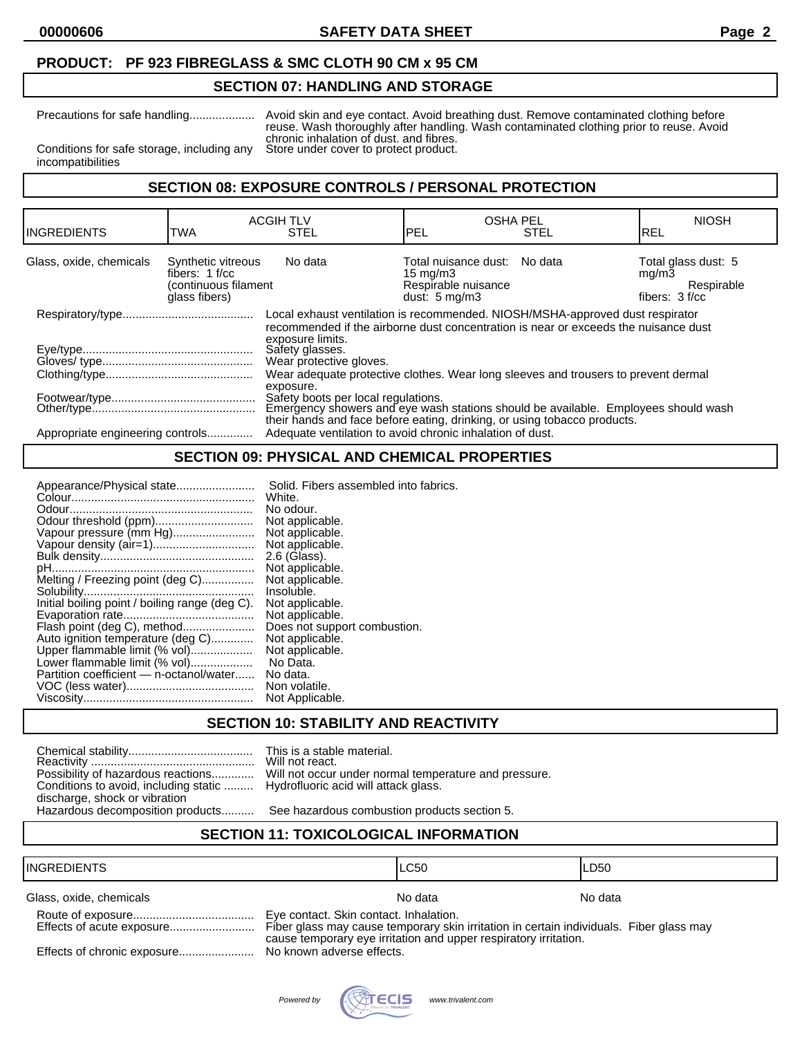**PRODUCT: PF 923 FIBREGLASS & SMC CLOTH 90 CM x 95 CM**

## SECTION 07: HANDLING AND STORAGE

| | |
|---|---|
| Precautions for safe handling | Avoid skin and eye contact. Avoid breathing dust. Remove contaminated clothing before reuse. Wash thoroughly after handling. Wash contaminated clothing prior to reuse. Avoid chronic inhalation of dust. and fibres. |
| Conditions for safe storage, including any incompatibilities | Store under cover to protect product. |

## SECTION 08: EXPOSURE CONTROLS / PERSONAL PROTECTION

| INGREDIENTS | ACGIH TLV | | OSHA PEL | | NIOSH |
|---|---|---|---|---|---|
| | TWA | STEL | PEL | STEL | REL |
| Glass, oxide, chemicals | Synthetic vitreous fibers: 1 f/cc (continuous filament glass fibers) | No data | Total nuisance dust: 15 mg/m3 Respirable nuisance dust: 5 mg/m3 | No data | Total glass dust: 5 mg/m3 Respirable fibers: 3 f/cc |

| | |
|---|---|
| Respiratory/type | Local exhaust ventilation is recommended. NIOSH/MSHA-approved dust respirator recommended if the airborne dust concentration is near or exceeds the nuisance dust exposure limits. |
| Eye/type | Safety glasses. |
| Gloves/ type | Wear protective gloves. |
| Clothing/type | Wear adequate protective clothes. Wear long sleeves and trousers to prevent dermal exposure. |
| Footwear/type | Safety boots per local regulations. |
| Other/type | Emergency showers and eye wash stations should be available. Employees should wash their hands and face before eating, drinking, or using tobacco products. |
| Appropriate engineering controls | Adequate ventilation to avoid chronic inhalation of dust. |

## SECTION 09: PHYSICAL AND CHEMICAL PROPERTIES

| | |
|---|---|
| Appearance/Physical state | Solid. Fibers assembled into fabrics. |
| Colour | White. |
| Odour | No odour. |
| Odour threshold (ppm) | Not applicable. |
| Vapour pressure (mm Hg) | Not applicable. |
| Vapour density (air=1) | Not applicable. |
| Bulk density | 2.6 (Glass). |
| pH | Not applicable. |
| Melting / Freezing point (deg C) | Not applicable. |
| Solubility | Insoluble. |
| Initial boiling point / boiling range (deg C). | Not applicable. |
| Evaporation rate | Not applicable. |
| Flash point (deg C), method | Does not support combustion. |
| Auto ignition temperature (deg C) | Not applicable. |
| Upper flammable limit (% vol) | Not applicable. |
| Lower flammable limit (% vol) | No Data. |
| Partition coefficient — n-octanol/water | No data. |
| VOC (less water) | Non volatile. |
| Viscosity | Not Applicable. |

## SECTION 10: STABILITY AND REACTIVITY

| | |
|---|---|
| Chemical stability | This is a stable material. |
| Reactivity | Will not react. |
| Possibility of hazardous reactions | Will not occur under normal temperature and pressure. |
| Conditions to avoid, including static discharge, shock or vibration | Hydrofluoric acid will attack glass. |
| Hazardous decomposition products | See hazardous combustion products section 5. |

## SECTION 11: TOXICOLOGICAL INFORMATION

| INGREDIENTS | LC50 | LD50 |
|---|---|---|
| Glass, oxide, chemicals | No data | No data |

| | |
|---|---|
| Route of exposure | Eye contact. Skin contact. Inhalation. |
| Effects of acute exposure | Fiber glass may cause temporary skin irritation in certain individuals. Fiber glass may cause temporary eye irritation and upper respiratory irritation. |
| Effects of chronic exposure | No known adverse effects. |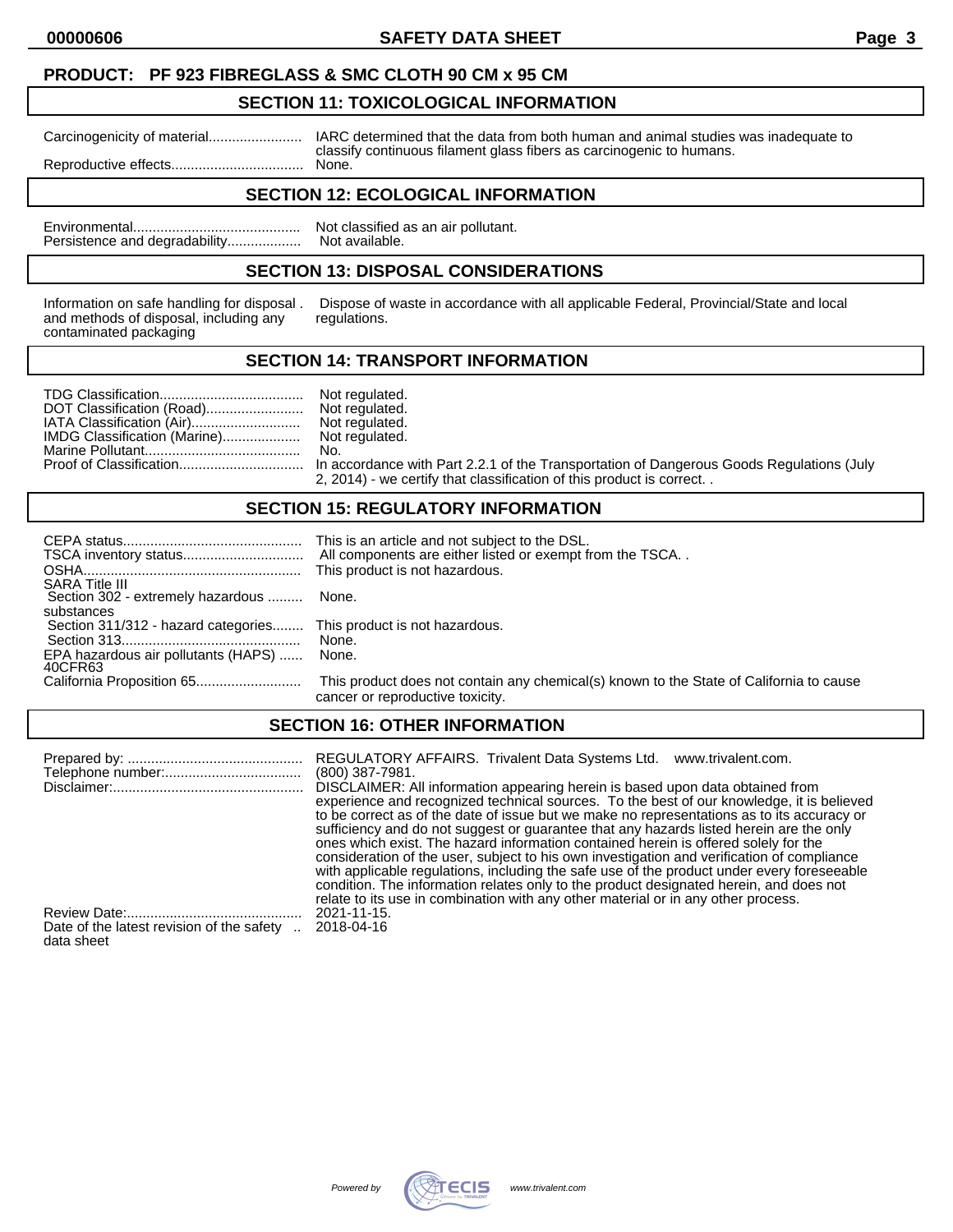**PRODUCT: PF 923 FIBREGLASS & SMC CLOTH 90 CM x 95 CM**

## SECTION 11: TOXICOLOGICAL INFORMATION

| | |
|---|---|
| Carcinogenicity of material........................ | IARC determined that the data from both human and animal studies was inadequate to classify continuous filament glass fibers as carcinogenic to humans. |
| Reproductive effects.................................. | None. |

## SECTION 12: ECOLOGICAL INFORMATION

| | |
|---|---|
| Environmental........................................... | Not classified as an air pollutant. |
| Persistence and degradability................... | Not available. |

## SECTION 13: DISPOSAL CONSIDERATIONS

| | |
|---|---|
| Information on safe handling for disposal . and methods of disposal, including any contaminated packaging | Dispose of waste in accordance with all applicable Federal, Provincial/State and local regulations. |

## SECTION 14: TRANSPORT INFORMATION

| | |
|---|---|
| TDG Classification..................................... | Not regulated. |
| DOT Classification (Road)......................... | Not regulated. |
| IATA Classification (Air)............................ | Not regulated. |
| IMDG Classification (Marine).................... | Not regulated. |
| Marine Pollutant........................................ | No. |
| Proof of Classification................................ | In accordance with Part 2.2.1 of the Transportation of Dangerous Goods Regulations (July 2, 2014) - we certify that classification of this product is correct. . |

## SECTION 15: REGULATORY INFORMATION

| | |
|---|---|
| CEPA status.............................................. | This is an article and not subject to the DSL. |
| TSCA inventory status............................... | All components are either listed or exempt from the TSCA. . |
| OSHA......................................................... | This product is not hazardous. |
| SARA Title III | |
| Section 302 - extremely hazardous ......... substances | None. |
| Section 311/312 - hazard categories........ | This product is not hazardous. |
| Section 313.............................................. | None. |
| EPA hazardous air pollutants (HAPS) ...... 40CFR63 | None. |
| California Proposition 65........................... | This product does not contain any chemical(s) known to the State of California to cause cancer or reproductive toxicity. |

## SECTION 16: OTHER INFORMATION

| | |
|---|---|
| Prepared by: ............................................. | REGULATORY AFFAIRS. Trivalent Data Systems Ltd. www.trivalent.com. |
| Telephone number:................................... | (800) 387-7981. |
| Disclaimer:................................................. | DISCLAIMER: All information appearing herein is based upon data obtained from experience and recognized technical sources. To the best of our knowledge, it is believed to be correct as of the date of issue but we make no representations as to its accuracy or sufficiency and do not suggest or guarantee that any hazards listed herein are the only ones which exist. The hazard information contained herein is offered solely for the consideration of the user, subject to his own investigation and verification of compliance with applicable regulations, including the safe use of the product under every foreseeable condition. The information relates only to the product designated herein, and does not relate to its use in combination with any other material or in any other process. |
| Review Date:............................................. | 2021-11-15. |
| Date of the latest revision of the safety .. data sheet | 2018-04-16 |